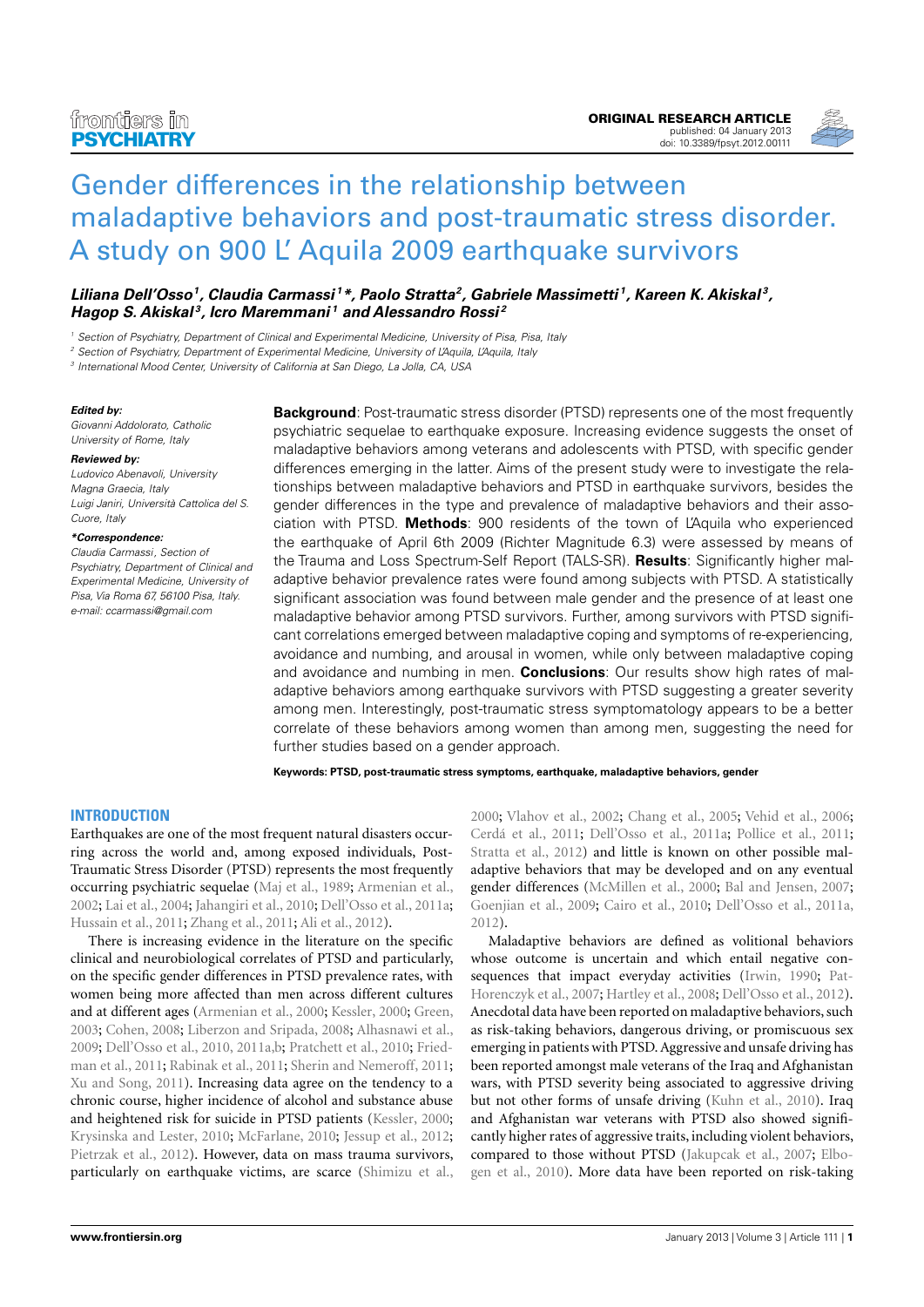ORIGINAL RESEARCH ARTICLE

published: 04 January 2013
doi: 10.3389/fpsyt.2012.00111

# Gender differences in the relationship between maladaptive behaviors and post-traumatic stress disorder. A study on 900 L' Aquila 2009 earthquake survivors

***Liliana Dell'Osso[1], Claudia Carmassi[1]*, Paolo Stratta[2], Gabriele Massimetti[1], Kareen K. Akiskal[3], Hagop S. Akiskal[3], Icro Maremmani[1] and Alessandro Rossi[2]***

[1] Section of Psychiatry, Department of Clinical and Experimental Medicine, University of Pisa, Pisa, Italy
[2] Section of Psychiatry, Department of Experimental Medicine, University of L'Aquila, L'Aquila, Italy
[3] International Mood Center, University of California at San Diego, La Jolla, CA, USA

**Edited by:**
*Giovanni Addolorato, Catholic University of Rome, Italy*

**Reviewed by:**
*Ludovico Abenavoli, University Magna Graecia, Italy*
*Luigi Janiri, Università Cattolica del S. Cuore, Italy*

***Correspondence:**
*Claudia Carmassi, Section of Psychiatry, Department of Clinical and Experimental Medicine, University of Pisa, Via Roma 67, 56100 Pisa, Italy.*
*e-mail: ccarmassi@gmail.com*

**Background**: Post-traumatic stress disorder (PTSD) represents one of the most frequently psychiatric sequelae to earthquake exposure. Increasing evidence suggests the onset of maladaptive behaviors among veterans and adolescents with PTSD, with specific gender differences emerging in the latter. Aims of the present study were to investigate the relationships between maladaptive behaviors and PTSD in earthquake survivors, besides the gender differences in the type and prevalence of maladaptive behaviors and their association with PTSD. **Methods**: 900 residents of the town of L'Aquila who experienced the earthquake of April 6th 2009 (Richter Magnitude 6.3) were assessed by means of the Trauma and Loss Spectrum-Self Report (TALS-SR). **Results**: Significantly higher maladaptive behavior prevalence rates were found among subjects with PTSD. A statistically significant association was found between male gender and the presence of at least one maladaptive behavior among PTSD survivors. Further, among survivors with PTSD significant correlations emerged between maladaptive coping and symptoms of re-experiencing, avoidance and numbing, and arousal in women, while only between maladaptive coping and avoidance and numbing in men. **Conclusions**: Our results show high rates of maladaptive behaviors among earthquake survivors with PTSD suggesting a greater severity among men. Interestingly, post-traumatic stress symptomatology appears to be a better correlate of these behaviors among women than among men, suggesting the need for further studies based on a gender approach.

**Keywords: PTSD, post-traumatic stress symptoms, earthquake, maladaptive behaviors, gender**

## INTRODUCTION

Earthquakes are one of the most frequent natural disasters occurring across the world and, among exposed individuals, Post-Traumatic Stress Disorder (PTSD) represents the most frequently occurring psychiatric sequelae (Maj et al., 1989; Armenian et al., 2002; Lai et al., 2004; Jahangiri et al., 2010; Dell'Osso et al., 2011a; Hussain et al., 2011; Zhang et al., 2011; Ali et al., 2012).

There is increasing evidence in the literature on the specific clinical and neurobiological correlates of PTSD and particularly, on the specific gender differences in PTSD prevalence rates, with women being more affected than men across different cultures and at different ages (Armenian et al., 2000; Kessler, 2000; Green, 2003; Cohen, 2008; Liberzon and Sripada, 2008; Alhasnawi et al., 2009; Dell'Osso et al., 2010, 2011a,b; Pratchett et al., 2010; Friedman et al., 2011; Rabinak et al., 2011; Sherin and Nemeroff, 2011; Xu and Song, 2011). Increasing data agree on the tendency to a chronic course, higher incidence of alcohol and substance abuse and heightened risk for suicide in PTSD patients (Kessler, 2000; Krysinska and Lester, 2010; McFarlane, 2010; Jessup et al., 2012; Pietrzak et al., 2012). However, data on mass trauma survivors, particularly on earthquake victims, are scarce (Shimizu et al., 2000; Vlahov et al., 2002; Chang et al., 2005; Vehid et al., 2006; Cerdá et al., 2011; Dell'Osso et al., 2011a; Pollice et al., 2011; Stratta et al., 2012) and little is known on other possible maladaptive behaviors that may be developed and on any eventual gender differences (McMillen et al., 2000; Bal and Jensen, 2007; Goenjian et al., 2009; Cairo et al., 2010; Dell'Osso et al., 2011a, 2012).

Maladaptive behaviors are defined as volitional behaviors whose outcome is uncertain and which entail negative consequences that impact everyday activities (Irwin, 1990; Pat-Horenczyk et al., 2007; Hartley et al., 2008; Dell'Osso et al., 2012). Anecdotal data have been reported on maladaptive behaviors, such as risk-taking behaviors, dangerous driving, or promiscuous sex emerging in patients with PTSD. Aggressive and unsafe driving has been reported amongst male veterans of the Iraq and Afghanistan wars, with PTSD severity being associated to aggressive driving but not other forms of unsafe driving (Kuhn et al., 2010). Iraq and Afghanistan war veterans with PTSD also showed significantly higher rates of aggressive traits, including violent behaviors, compared to those without PTSD (Jakupcak et al., 2007; Elbogen et al., 2010). More data have been reported on risk-taking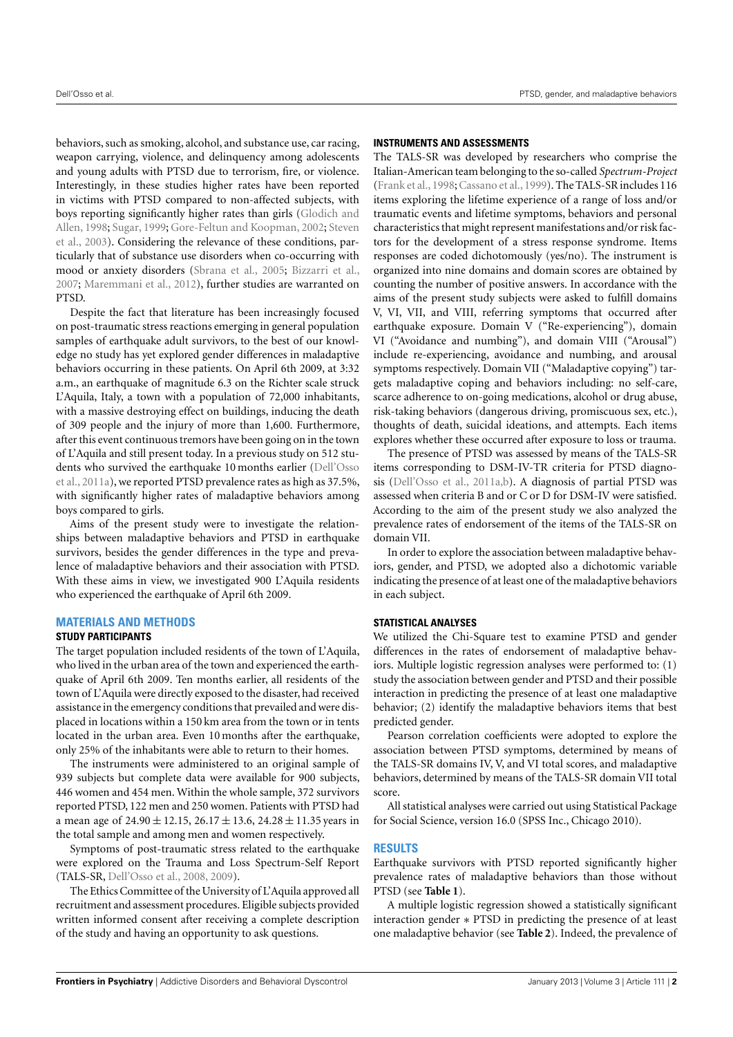behaviors, such as smoking, alcohol, and substance use, car racing, weapon carrying, violence, and delinquency among adolescents and young adults with PTSD due to terrorism, fire, or violence. Interestingly, in these studies higher rates have been reported in victims with PTSD compared to non-affected subjects, with boys reporting significantly higher rates than girls (Glodich and Allen, 1998; Sugar, 1999; Gore-Feltun and Koopman, 2002; Steven et al., 2003). Considering the relevance of these conditions, particularly that of substance use disorders when co-occurring with mood or anxiety disorders (Sbrana et al., 2005; Bizzarri et al., 2007; Maremmani et al., 2012), further studies are warranted on PTSD.

Despite the fact that literature has been increasingly focused on post-traumatic stress reactions emerging in general population samples of earthquake adult survivors, to the best of our knowledge no study has yet explored gender differences in maladaptive behaviors occurring in these patients. On April 6th 2009, at 3:32 a.m., an earthquake of magnitude 6.3 on the Richter scale struck L'Aquila, Italy, a town with a population of 72,000 inhabitants, with a massive destroying effect on buildings, inducing the death of 309 people and the injury of more than 1,600. Furthermore, after this event continuous tremors have been going on in the town of L'Aquila and still present today. In a previous study on 512 students who survived the earthquake 10 months earlier (Dell'Osso et al., 2011a), we reported PTSD prevalence rates as high as 37.5%, with significantly higher rates of maladaptive behaviors among boys compared to girls.

Aims of the present study were to investigate the relationships between maladaptive behaviors and PTSD in earthquake survivors, besides the gender differences in the type and prevalence of maladaptive behaviors and their association with PTSD. With these aims in view, we investigated 900 L'Aquila residents who experienced the earthquake of April 6th 2009.

## MATERIALS AND METHODS

### STUDY PARTICIPANTS

The target population included residents of the town of L'Aquila, who lived in the urban area of the town and experienced the earthquake of April 6th 2009. Ten months earlier, all residents of the town of L'Aquila were directly exposed to the disaster, had received assistance in the emergency conditions that prevailed and were displaced in locations within a 150 km area from the town or in tents located in the urban area. Even 10 months after the earthquake, only 25% of the inhabitants were able to return to their homes.

The instruments were administered to an original sample of 939 subjects but complete data were available for 900 subjects, 446 women and 454 men. Within the whole sample, 372 survivors reported PTSD, 122 men and 250 women. Patients with PTSD had a mean age of 24.90 ± 12.15, 26.17 ± 13.6, 24.28 ± 11.35 years in the total sample and among men and women respectively.

Symptoms of post-traumatic stress related to the earthquake were explored on the Trauma and Loss Spectrum-Self Report (TALS-SR, Dell'Osso et al., 2008, 2009).

The Ethics Committee of the University of L'Aquila approved all recruitment and assessment procedures. Eligible subjects provided written informed consent after receiving a complete description of the study and having an opportunity to ask questions.

### INSTRUMENTS AND ASSESSMENTS

The TALS-SR was developed by researchers who comprise the Italian-American team belonging to the so-called *Spectrum-Project* (Frank et al., 1998; Cassano et al., 1999). The TALS-SR includes 116 items exploring the lifetime experience of a range of loss and/or traumatic events and lifetime symptoms, behaviors and personal characteristics that might represent manifestations and/or risk factors for the development of a stress response syndrome. Items responses are coded dichotomously (yes/no). The instrument is organized into nine domains and domain scores are obtained by counting the number of positive answers. In accordance with the aims of the present study subjects were asked to fulfill domains V, VI, VII, and VIII, referring symptoms that occurred after earthquake exposure. Domain V ("Re-experiencing"), domain VI ("Avoidance and numbing"), and domain VIII ("Arousal") include re-experiencing, avoidance and numbing, and arousal symptoms respectively. Domain VII ("Maladaptive copying") targets maladaptive coping and behaviors including: no self-care, scarce adherence to on-going medications, alcohol or drug abuse, risk-taking behaviors (dangerous driving, promiscuous sex, etc.), thoughts of death, suicidal ideations, and attempts. Each items explores whether these occurred after exposure to loss or trauma.

The presence of PTSD was assessed by means of the TALS-SR items corresponding to DSM-IV-TR criteria for PTSD diagnosis (Dell'Osso et al., 2011a,b). A diagnosis of partial PTSD was assessed when criteria B and or C or D for DSM-IV were satisfied. According to the aim of the present study we also analyzed the prevalence rates of endorsement of the items of the TALS-SR on domain VII.

In order to explore the association between maladaptive behaviors, gender, and PTSD, we adopted also a dichotomic variable indicating the presence of at least one of the maladaptive behaviors in each subject.

### STATISTICAL ANALYSES

We utilized the Chi-Square test to examine PTSD and gender differences in the rates of endorsement of maladaptive behaviors. Multiple logistic regression analyses were performed to: (1) study the association between gender and PTSD and their possible interaction in predicting the presence of at least one maladaptive behavior; (2) identify the maladaptive behaviors items that best predicted gender.

Pearson correlation coefficients were adopted to explore the association between PTSD symptoms, determined by means of the TALS-SR domains IV, V, and VI total scores, and maladaptive behaviors, determined by means of the TALS-SR domain VII total score.

All statistical analyses were carried out using Statistical Package for Social Science, version 16.0 (SPSS Inc., Chicago 2010).

## RESULTS

Earthquake survivors with PTSD reported significantly higher prevalence rates of maladaptive behaviors than those without PTSD (see **Table 1**).

A multiple logistic regression showed a statistically significant interaction gender ∗ PTSD in predicting the presence of at least one maladaptive behavior (see **Table 2**). Indeed, the prevalence of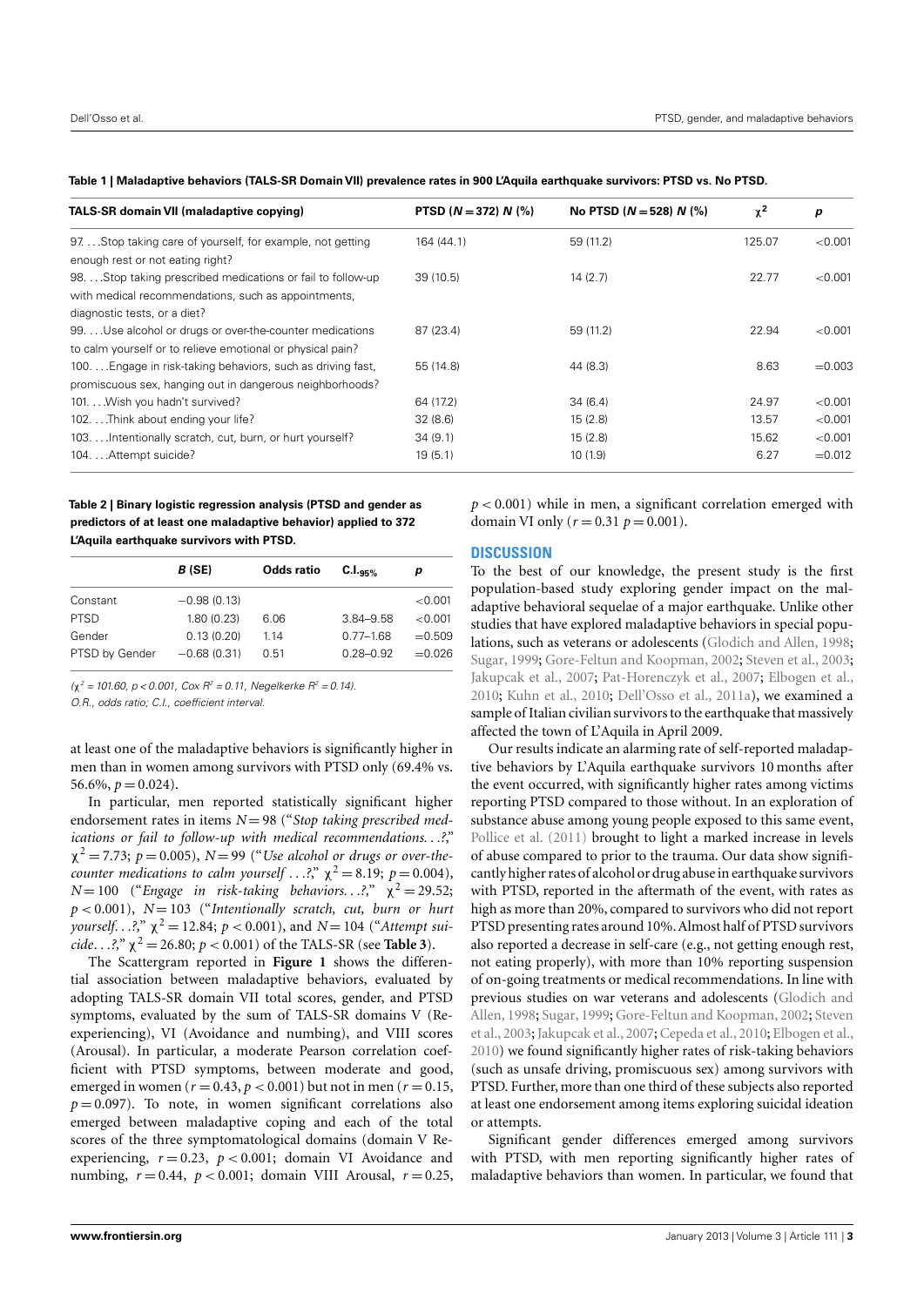**Table 1 | Maladaptive behaviors (TALS-SR Domain VII) prevalence rates in 900 L'Aquila earthquake survivors: PTSD vs. No PTSD.**

| TALS-SR domain VII (maladaptive copying) | PTSD ($N = 372$) $N$ (%) | No PTSD ($N = 528$) $N$ (%) | $\chi^2$ | $p$ |
|---|---|---|---|---|
| 97. …Stop taking care of yourself, for example, not getting enough rest or not eating right? | 164 (44.1) | 59 (11.2) | 125.07 | <0.001 |
| 98. …Stop taking prescribed medications or fail to follow-up with medical recommendations, such as appointments, diagnostic tests, or a diet? | 39 (10.5) | 14 (2.7) | 22.77 | <0.001 |
| 99. …Use alcohol or drugs or over-the-counter medications to calm yourself or to relieve emotional or physical pain? | 87 (23.4) | 59 (11.2) | 22.94 | <0.001 |
| 100. …Engage in risk-taking behaviors, such as driving fast, promiscuous sex, hanging out in dangerous neighborhoods? | 55 (14.8) | 44 (8.3) | 8.63 | =0.003 |
| 101. …Wish you hadn't survived? | 64 (17.2) | 34 (6.4) | 24.97 | <0.001 |
| 102. …Think about ending your life? | 32 (8.6) | 15 (2.8) | 13.57 | <0.001 |
| 103. …Intentionally scratch, cut, burn, or hurt yourself? | 34 (9.1) | 15 (2.8) | 15.62 | <0.001 |
| 104. …Attempt suicide? | 19 (5.1) | 10 (1.9) | 6.27 | =0.012 |

**Table 2 | Binary logistic regression analysis (PTSD and gender as predictors of at least one maladaptive behavior) applied to 372 L'Aquila earthquake survivors with PTSD.**

| | $B$ (SE) | Odds ratio | C.I.$_{95\%}$ | $p$ |
|---|---|---|---|---|
| Constant | −0.98 (0.13) | | | <0.001 |
| PTSD | 1.80 (0.23) | 6.06 | 3.84–9.58 | <0.001 |
| Gender | 0.13 (0.20) | 1.14 | 0.77–1.68 | =0.509 |
| PTSD by Gender | −0.68 (0.31) | 0.51 | 0.28–0.92 | =0.026 |

*($\chi^2$ = 101.60, $p$ < 0.001, Cox $R^2$ = 0.11, Negelkerke $R^2$ = 0.14).*
*O.R., odds ratio; C.I., coefficient interval.*

at least one of the maladaptive behaviors is significantly higher in men than in women among survivors with PTSD only (69.4% vs. 56.6%, $p = 0.024$).

In particular, men reported statistically significant higher endorsement rates in items $N = 98$ ("*Stop taking prescribed medications or fail to follow-up with medical recommendations…?*," $\chi^2 = 7.73$; $p = 0.005$), $N = 99$ ("*Use alcohol or drugs or over-the-counter medications to calm yourself …?*," $\chi^2 = 8.19$; $p = 0.004$), $N = 100$ ("*Engage in risk-taking behaviors…?*," $\chi^2 = 29.52$; $p < 0.001$), $N = 103$ ("*Intentionally scratch, cut, burn or hurt yourself…?*," $\chi^2 = 12.84$; $p < 0.001$), and $N = 104$ ("*Attempt suicide…?*," $\chi^2 = 26.80$; $p < 0.001$) of the TALS-SR (see **Table 3**).

The Scattergram reported in **Figure 1** shows the differential association between maladaptive behaviors, evaluated by adopting TALS-SR domain VII total scores, gender, and PTSD symptoms, evaluated by the sum of TALS-SR domains V (Re-experiencing), VI (Avoidance and numbing), and VIII scores (Arousal). In particular, a moderate Pearson correlation coefficient with PTSD symptoms, between moderate and good, emerged in women ($r = 0.43$, $p < 0.001$) but not in men ($r = 0.15$, $p = 0.097$). To note, in women significant correlations also emerged between maladaptive coping and each of the total scores of the three symptomatological domains (domain V Re-experiencing, $r = 0.23$, $p < 0.001$; domain VI Avoidance and numbing, $r = 0.44$, $p < 0.001$; domain VIII Arousal, $r = 0.25$, $p < 0.001$) while in men, a significant correlation emerged with domain VI only ($r = 0.31$ $p = 0.001$).

## DISCUSSION

To the best of our knowledge, the present study is the first population-based study exploring gender impact on the maladaptive behavioral sequelae of a major earthquake. Unlike other studies that have explored maladaptive behaviors in special populations, such as veterans or adolescents (Glodich and Allen, 1998; Sugar, 1999; Gore-Feltun and Koopman, 2002; Steven et al., 2003; Jakupcak et al., 2007; Pat-Horenczyk et al., 2007; Elbogen et al., 2010; Kuhn et al., 2010; Dell'Osso et al., 2011a), we examined a sample of Italian civilian survivors to the earthquake that massively affected the town of L'Aquila in April 2009.

Our results indicate an alarming rate of self-reported maladaptive behaviors by L'Aquila earthquake survivors 10 months after the event occurred, with significantly higher rates among victims reporting PTSD compared to those without. In an exploration of substance abuse among young people exposed to this same event, Pollice et al. (2011) brought to light a marked increase in levels of abuse compared to prior to the trauma. Our data show significantly higher rates of alcohol or drug abuse in earthquake survivors with PTSD, reported in the aftermath of the event, with rates as high as more than 20%, compared to survivors who did not report PTSD presenting rates around 10%. Almost half of PTSD survivors also reported a decrease in self-care (e.g., not getting enough rest, not eating properly), with more than 10% reporting suspension of on-going treatments or medical recommendations. In line with previous studies on war veterans and adolescents (Glodich and Allen, 1998; Sugar, 1999; Gore-Feltun and Koopman, 2002; Steven et al., 2003; Jakupcak et al., 2007; Cepeda et al., 2010; Elbogen et al., 2010) we found significantly higher rates of risk-taking behaviors (such as unsafe driving, promiscuous sex) among survivors with PTSD. Further, more than one third of these subjects also reported at least one endorsement among items exploring suicidal ideation or attempts.

Significant gender differences emerged among survivors with PTSD, with men reporting significantly higher rates of maladaptive behaviors than women. In particular, we found that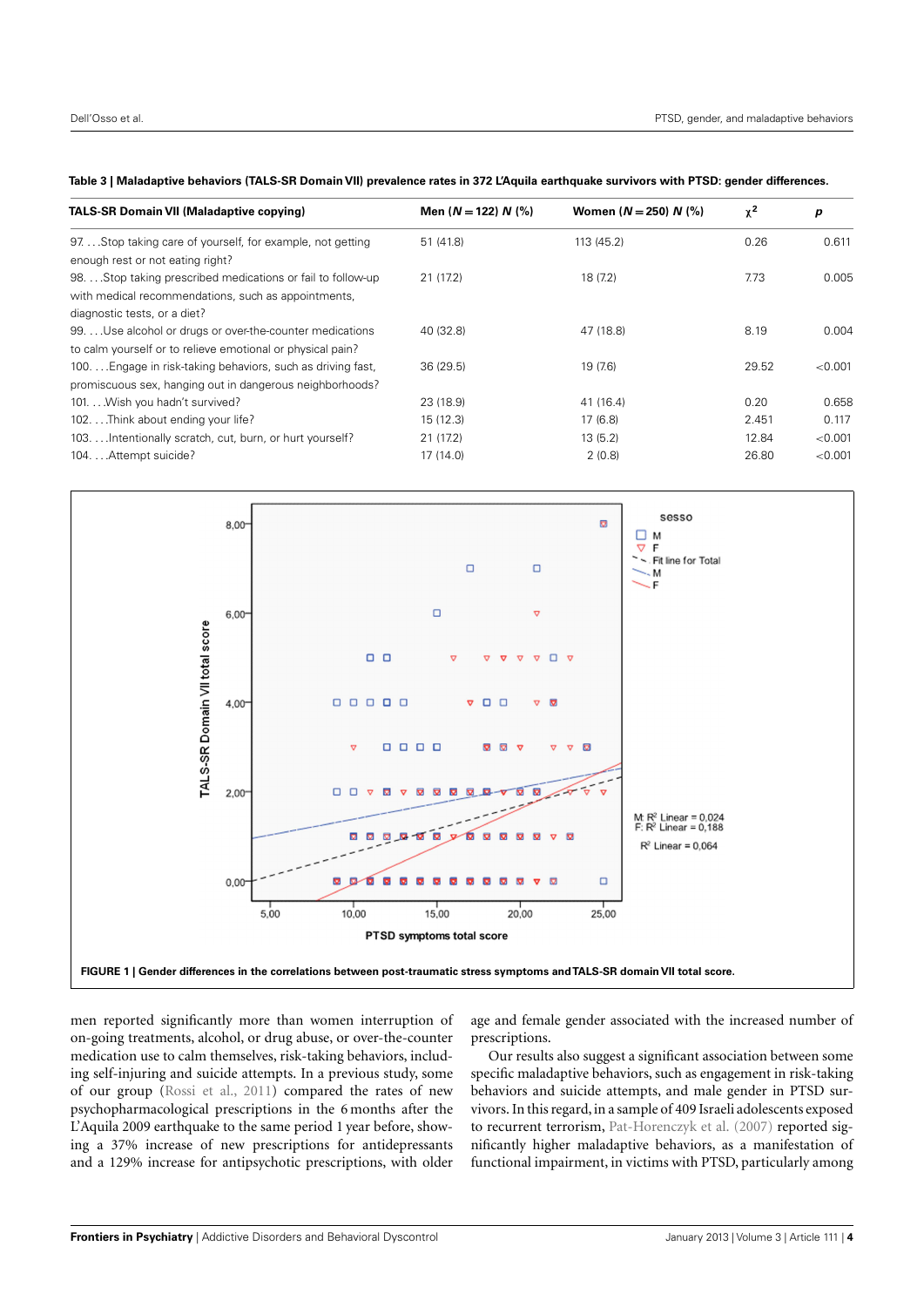**Table 3 | Maladaptive behaviors (TALS-SR Domain VII) prevalence rates in 372 L'Aquila earthquake survivors with PTSD: gender differences.**

| TALS-SR Domain VII (Maladaptive copying) | Men ($N = 122$) $N$ (%) | Women ($N = 250$) $N$ (%) | $\chi^2$ | $p$ |
|---|---|---|---|---|
| 97. …Stop taking care of yourself, for example, not getting enough rest or not eating right? | 51 (41.8) | 113 (45.2) | 0.26 | 0.611 |
| 98. …Stop taking prescribed medications or fail to follow-up with medical recommendations, such as appointments, diagnostic tests, or a diet? | 21 (17.2) | 18 (7.2) | 7.73 | 0.005 |
| 99. …Use alcohol or drugs or over-the-counter medications to calm yourself or to relieve emotional or physical pain? | 40 (32.8) | 47 (18.8) | 8.19 | 0.004 |
| 100. …Engage in risk-taking behaviors, such as driving fast, promiscuous sex, hanging out in dangerous neighborhoods? | 36 (29.5) | 19 (7.6) | 29.52 | <0.001 |
| 101. …Wish you hadn't survived? | 23 (18.9) | 41 (16.4) | 0.20 | 0.658 |
| 102. …Think about ending your life? | 15 (12.3) | 17 (6.8) | 2.451 | 0.117 |
| 103. …Intentionally scratch, cut, burn, or hurt yourself? | 21 (17.2) | 13 (5.2) | 12.84 | <0.001 |
| 104. …Attempt suicide? | 17 (14.0) | 2 (0.8) | 26.80 | <0.001 |

**FIGURE 1 | Gender differences in the correlations between post-traumatic stress symptoms and TALS-SR domain VII total score.**

men reported significantly more than women interruption of on-going treatments, alcohol, or drug abuse, or over-the-counter medication use to calm themselves, risk-taking behaviors, including self-injuring and suicide attempts. In a previous study, some of our group (Rossi et al., 2011) compared the rates of new psychopharmacological prescriptions in the 6 months after the L'Aquila 2009 earthquake to the same period 1 year before, showing a 37% increase of new prescriptions for antidepressants and a 129% increase for antipsychotic prescriptions, with older age and female gender associated with the increased number of prescriptions.

Our results also suggest a significant association between some specific maladaptive behaviors, such as engagement in risk-taking behaviors and suicide attempts, and male gender in PTSD survivors. In this regard, in a sample of 409 Israeli adolescents exposed to recurrent terrorism, Pat-Horenczyk et al. (2007) reported significantly higher maladaptive behaviors, as a manifestation of functional impairment, in victims with PTSD, particularly among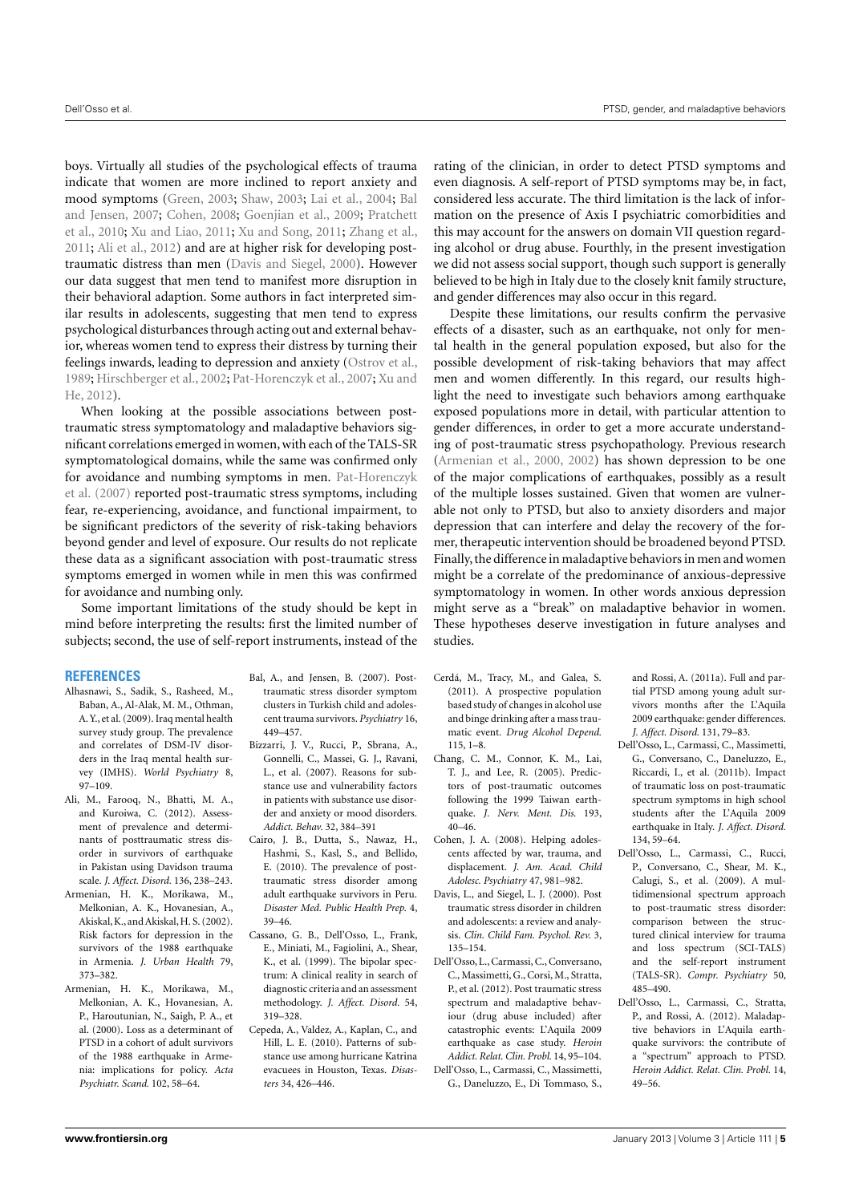boys. Virtually all studies of the psychological effects of trauma indicate that women are more inclined to report anxiety and mood symptoms (Green, 2003; Shaw, 2003; Lai et al., 2004; Bal and Jensen, 2007; Cohen, 2008; Goenjian et al., 2009; Pratchett et al., 2010; Xu and Liao, 2011; Xu and Song, 2011; Zhang et al., 2011; Ali et al., 2012) and are at higher risk for developing posttraumatic distress than men (Davis and Siegel, 2000). However our data suggest that men tend to manifest more disruption in their behavioral adaption. Some authors in fact interpreted similar results in adolescents, suggesting that men tend to express psychological disturbances through acting out and external behavior, whereas women tend to express their distress by turning their feelings inwards, leading to depression and anxiety (Ostrov et al., 1989; Hirschberger et al., 2002; Pat-Horenczyk et al., 2007; Xu and He, 2012).

When looking at the possible associations between post-traumatic stress symptomatology and maladaptive behaviors significant correlations emerged in women, with each of the TALS-SR symptomatological domains, while the same was confirmed only for avoidance and numbing symptoms in men. Pat-Horenczyk et al. (2007) reported post-traumatic stress symptoms, including fear, re-experiencing, avoidance, and functional impairment, to be significant predictors of the severity of risk-taking behaviors beyond gender and level of exposure. Our results do not replicate these data as a significant association with post-traumatic stress symptoms emerged in women while in men this was confirmed for avoidance and numbing only.

Some important limitations of the study should be kept in mind before interpreting the results: first the limited number of subjects; second, the use of self-report instruments, instead of the rating of the clinician, in order to detect PTSD symptoms and even diagnosis. A self-report of PTSD symptoms may be, in fact, considered less accurate. The third limitation is the lack of information on the presence of Axis I psychiatric comorbidities and this may account for the answers on domain VII question regarding alcohol or drug abuse. Fourthly, in the present investigation we did not assess social support, though such support is generally believed to be high in Italy due to the closely knit family structure, and gender differences may also occur in this regard.

Despite these limitations, our results confirm the pervasive effects of a disaster, such as an earthquake, not only for mental health in the general population exposed, but also for the possible development of risk-taking behaviors that may affect men and women differently. In this regard, our results highlight the need to investigate such behaviors among earthquake exposed populations more in detail, with particular attention to gender differences, in order to get a more accurate understanding of post-traumatic stress psychopathology. Previous research (Armenian et al., 2000, 2002) has shown depression to be one of the major complications of earthquakes, possibly as a result of the multiple losses sustained. Given that women are vulnerable not only to PTSD, but also to anxiety disorders and major depression that can interfere and delay the recovery of the former, therapeutic intervention should be broadened beyond PTSD. Finally, the difference in maladaptive behaviors in men and women might be a correlate of the predominance of anxious-depressive symptomatology in women. In other words anxious depression might serve as a "break" on maladaptive behavior in women. These hypotheses deserve investigation in future analyses and studies.

## REFERENCES

Alhasnawi, S., Sadik, S., Rasheed, M., Baban, A., Al-Alak, M. M., Othman, A. Y., et al. (2009). Iraq mental health survey study group. The prevalence and correlates of DSM-IV disorders in the Iraq mental health survey (IMHS). *World Psychiatry* 8, 97–109.

Ali, M., Farooq, N., Bhatti, M. A., and Kuroiwa, C. (2012). Assessment of prevalence and determinants of posttraumatic stress disorder in survivors of earthquake in Pakistan using Davidson trauma scale. *J. Affect. Disord.* 136, 238–243.

Armenian, H. K., Morikawa, M., Melkonian, A. K., Hovanesian, A., Akiskal, K., and Akiskal, H. S. (2002). Risk factors for depression in the survivors of the 1988 earthquake in Armenia. *J. Urban Health* 79, 373–382.

Armenian, H. K., Morikawa, M., Melkonian, A. K., Hovanesian, A. P., Haroutunian, N., Saigh, P. A., et al. (2000). Loss as a determinant of PTSD in a cohort of adult survivors of the 1988 earthquake in Armenia: implications for policy. *Acta Psychiatr. Scand.* 102, 58–64.

Bal, A., and Jensen, B. (2007). Post-traumatic stress disorder symptom clusters in Turkish child and adolescent trauma survivors. *Psychiatry* 16, 449–457.

Bizzarri, J. V., Rucci, P., Sbrana, A., Gonnelli, C., Massei, G. J., Ravani, L., et al. (2007). Reasons for substance use and vulnerability factors in patients with substance use disorder and anxiety or mood disorders. *Addict. Behav.* 32, 384–391

Cairo, J. B., Dutta, S., Nawaz, H., Hashmi, S., Kasl, S., and Bellido, E. (2010). The prevalence of post-traumatic stress disorder among adult earthquake survivors in Peru. *Disaster Med. Public Health Prep.* 4, 39–46.

Cassano, G. B., Dell'Osso, L., Frank, E., Miniati, M., Fagiolini, A., Shear, K., et al. (1999). The bipolar spectrum: A clinical reality in search of diagnostic criteria and an assessment methodology. *J. Affect. Disord.* 54, 319–328.

Cepeda, A., Valdez, A., Kaplan, C., and Hill, L. E. (2010). Patterns of substance use among hurricane Katrina evacuees in Houston, Texas. *Disasters* 34, 426–446.

Cerdá, M., Tracy, M., and Galea, S. (2011). A prospective population based study of changes in alcohol use and binge drinking after a mass traumatic event. *Drug Alcohol Depend.* 115, 1–8.

Chang, C. M., Connor, K. M., Lai, T. J., and Lee, R. (2005). Predictors of post-traumatic outcomes following the 1999 Taiwan earthquake. *J. Nerv. Ment. Dis.* 193, 40–46.

Cohen, J. A. (2008). Helping adolescents affected by war, trauma, and displacement. *J. Am. Acad. Child Adolesc. Psychiatry* 47, 981–982.

Davis, L., and Siegel, L. J. (2000). Post traumatic stress disorder in children and adolescents: a review and analysis. *Clin. Child Fam. Psychol. Rev.* 3, 135–154.

Dell'Osso, L., Carmassi, C., Conversano, C., Massimetti, G., Corsi, M., Stratta, P., et al. (2012). Post traumatic stress spectrum and maladaptive behaviour (drug abuse included) after catastrophic events: L'Aquila 2009 earthquake as case study. *Heroin Addict. Relat. Clin. Probl.* 14, 95–104.

Dell'Osso, L., Carmassi, C., Massimetti, G., Daneluzzo, E., Di Tommaso, S., and Rossi, A. (2011a). Full and partial PTSD among young adult survivors months after the L'Aquila 2009 earthquake: gender differences. *J. Affect. Disord.* 131, 79–83.

Dell'Osso, L., Carmassi, C., Massimetti, G., Conversano, C., Daneluzzo, E., Riccardi, I., et al. (2011b). Impact of traumatic loss on post-traumatic spectrum symptoms in high school students after the L'Aquila 2009 earthquake in Italy. *J. Affect. Disord.* 134, 59–64.

Dell'Osso, L., Carmassi, C., Rucci, P., Conversano, C., Shear, M. K., Calugi, S., et al. (2009). A multidimensional spectrum approach to post-traumatic stress disorder: comparison between the structured clinical interview for trauma and loss spectrum (SCI-TALS) and the self-report instrument (TALS-SR). *Compr. Psychiatry* 50, 485–490.

Dell'Osso, L., Carmassi, C., Stratta, P., and Rossi, A. (2012). Maladaptive behaviors in L'Aquila earthquake survivors: the contribute of a "spectrum" approach to PTSD. *Heroin Addict. Relat. Clin. Probl.* 14, 49–56.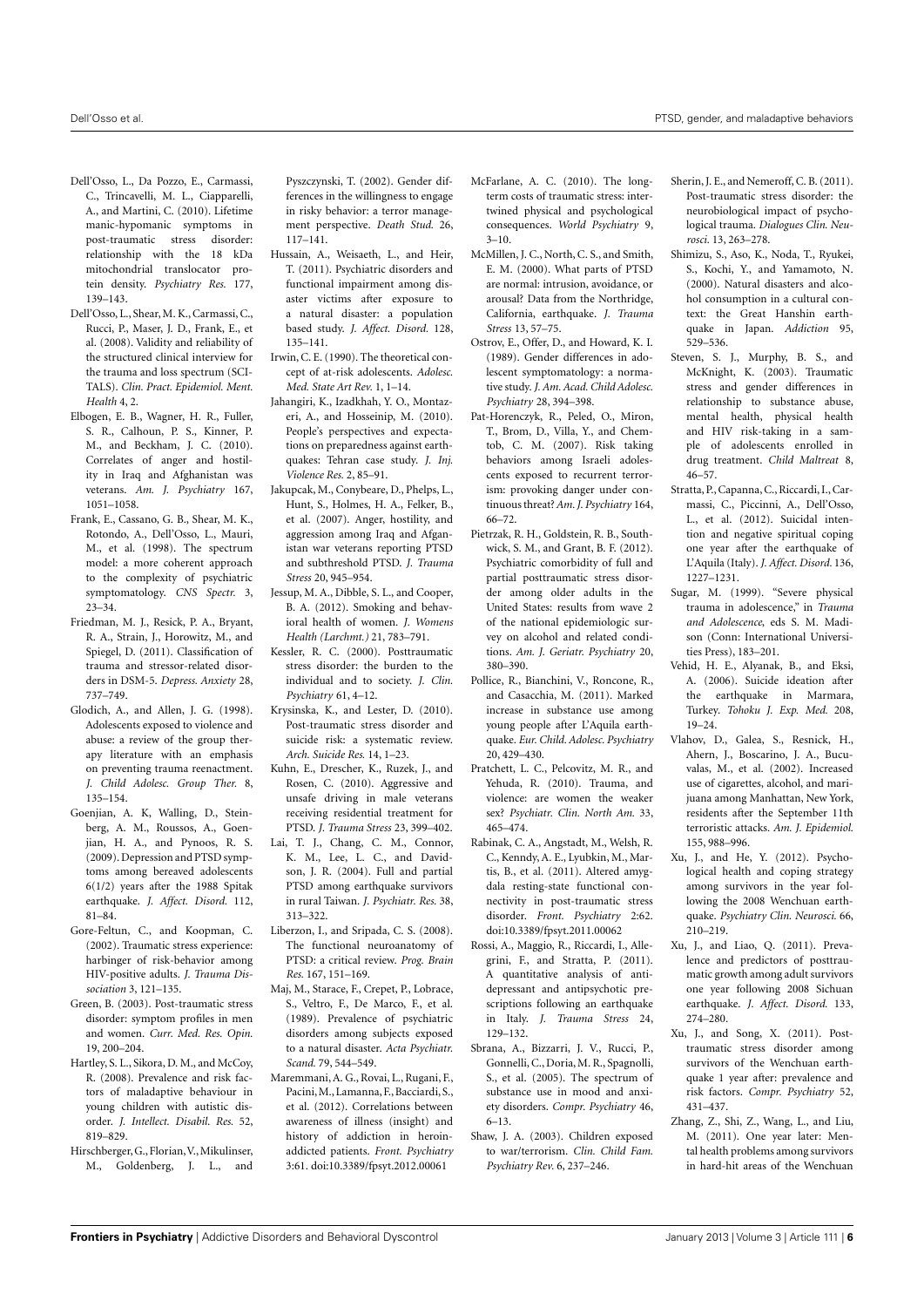Dell'Osso, L., Da Pozzo, E., Carmassi, C., Trincavelli, M. L., Ciapparelli, A., and Martini, C. (2010). Lifetime manic-hypomanic symptoms in post-traumatic stress disorder: relationship with the 18 kDa mitochondrial translocator protein density. *Psychiatry Res.* 177, 139–143.

Dell'Osso, L., Shear, M. K., Carmassi, C., Rucci, P., Maser, J. D., Frank, E., et al. (2008). Validity and reliability of the structured clinical interview for the trauma and loss spectrum (SCI-TALS). *Clin. Pract. Epidemiol. Ment. Health* 4, 2.

Elbogen, E. B., Wagner, H. R., Fuller, S. R., Calhoun, P. S., Kinner, P. M., and Beckham, J. C. (2010). Correlates of anger and hostility in Iraq and Afghanistan was veterans. *Am. J. Psychiatry* 167, 1051–1058.

Frank, E., Cassano, G. B., Shear, M. K., Rotondo, A., Dell'Osso, L., Mauri, M., et al. (1998). The spectrum model: a more coherent approach to the complexity of psychiatric symptomatology. *CNS Spectr.* 3, 23–34.

Friedman, M. J., Resick, P. A., Bryant, R. A., Strain, J., Horowitz, M., and Spiegel, D. (2011). Classification of trauma and stressor-related disorders in DSM-5. *Depress. Anxiety* 28, 737–749.

Glodich, A., and Allen, J. G. (1998). Adolescents exposed to violence and abuse: a review of the group therapy literature with an emphasis on preventing trauma reenactment. *J. Child Adolesc. Group Ther.* 8, 135–154.

Goenjian, A. K, Walling, D., Steinberg, A. M., Roussos, A., Goenjian, H. A., and Pynoos, R. S. (2009). Depression and PTSD symptoms among bereaved adolescents 6(1/2) years after the 1988 Spitak earthquake. *J. Affect. Disord.* 112, 81–84.

Gore-Feltun, C., and Koopman, C. (2002). Traumatic stress experience: harbinger of risk-behavior among HIV-positive adults. *J. Trauma Dissociation* 3, 121–135.

Green, B. (2003). Post-traumatic stress disorder: symptom profiles in men and women. *Curr. Med. Res. Opin.* 19, 200–204.

Hartley, S. L., Sikora, D. M., and McCoy, R. (2008). Prevalence and risk factors of maladaptive behaviour in young children with autistic disorder. *J. Intellect. Disabil. Res.* 52, 819–829.

Hirschberger, G., Florian, V., Mikulinser, M., Goldenberg, J. L., and Pyszczynski, T. (2002). Gender differences in the willingness to engage in risky behavior: a terror management perspective. *Death Stud.* 26, 117–141.

Hussain, A., Weisaeth, L., and Heir, T. (2011). Psychiatric disorders and functional impairment among disaster victims after exposure to a natural disaster: a population based study. *J. Affect. Disord.* 128, 135–141.

Irwin, C. E. (1990). The theoretical concept of at-risk adolescents. *Adolesc. Med. State Art Rev.* 1, 1–14.

Jahangiri, K., Izadkhah, Y. O., Montazeri, A., and Hosseinip, M. (2010). People's perspectives and expectations on preparedness against earthquakes: Tehran case study. *J. Inj. Violence Res.* 2, 85–91.

Jakupcak, M., Conybeare, D., Phelps, L., Hunt, S., Holmes, H. A., Felker, B., et al. (2007). Anger, hostility, and aggression among Iraq and Afganistan war veterans reporting PTSD and subthreshold PTSD. *J. Trauma Stress* 20, 945–954.

Jessup, M. A., Dibble, S. L., and Cooper, B. A. (2012). Smoking and behavioral health of women. *J. Womens Health (Larchmt.)* 21, 783–791.

Kessler, R. C. (2000). Posttraumatic stress disorder: the burden to the individual and to society. *J. Clin. Psychiatry* 61, 4–12.

Krysinska, K., and Lester, D. (2010). Post-traumatic stress disorder and suicide risk: a systematic review. *Arch. Suicide Res.* 14, 1–23.

Kuhn, E., Drescher, K., Ruzek, J., and Rosen, C. (2010). Aggressive and unsafe driving in male veterans receiving residential treatment for PTSD. *J. Trauma Stress* 23, 399–402.

Lai, T. J., Chang, C. M., Connor, K. M., Lee, L. C., and Davidson, J. R. (2004). Full and partial PTSD among earthquake survivors in rural Taiwan. *J. Psychiatr. Res.* 38, 313–322.

Liberzon, I., and Sripada, C. S. (2008). The functional neuroanatomy of PTSD: a critical review. *Prog. Brain Res.* 167, 151–169.

Maj, M., Starace, F., Crepet, P., Lobrace, S., Veltro, F., De Marco, F., et al. (1989). Prevalence of psychiatric disorders among subjects exposed to a natural disaster. *Acta Psychiatr. Scand.* 79, 544–549.

Maremmani, A. G., Rovai, L., Rugani, F., Pacini, M., Lamanna, F., Bacciardi, S., et al. (2012). Correlations between awareness of illness (insight) and history of addiction in heroin-addicted patients. *Front. Psychiatry* 3:61. doi:10.3389/fpsyt.2012.00061

McFarlane, A. C. (2010). The long-term costs of traumatic stress: intertwined physical and psychological consequences. *World Psychiatry* 9, 3–10.

McMillen, J. C., North, C. S., and Smith, E. M. (2000). What parts of PTSD are normal: intrusion, avoidance, or arousal? Data from the Northridge, California, earthquake. *J. Trauma Stress* 13, 57–75.

Ostrov, E., Offer, D., and Howard, K. I. (1989). Gender differences in adolescent symptomatology: a normative study. *J. Am. Acad. Child Adolesc. Psychiatry* 28, 394–398.

Pat-Horenczyk, R., Peled, O., Miron, T., Brom, D., Villa, Y., and Chemtob, C. M. (2007). Risk taking behaviors among Israeli adolescents exposed to recurrent terrorism: provoking danger under continuous threat? *Am. J. Psychiatry* 164, 66–72.

Pietrzak, R. H., Goldstein, R. B., Southwick, S. M., and Grant, B. F. (2012). Psychiatric comorbidity of full and partial posttraumatic stress disorder among older adults in the United States: results from wave 2 of the national epidemiologic survey on alcohol and related conditions. *Am. J. Geriatr. Psychiatry* 20, 380–390.

Pollice, R., Bianchini, V., Roncone, R., and Casacchia, M. (2011). Marked increase in substance use among young people after L'Aquila earthquake. *Eur. Child. Adolesc. Psychiatry* 20, 429–430.

Pratchett, L. C., Pelcovitz, M. R., and Yehuda, R. (2010). Trauma, and violence: are women the weaker sex? *Psychiatr. Clin. North Am.* 33, 465–474.

Rabinak, C. A., Angstadt, M., Welsh, R. C., Kenndy, A. E., Lyubkin, M., Martis, B., et al. (2011). Altered amygdala resting-state functional connectivity in post-traumatic stress disorder. *Front. Psychiatry* 2:62. doi:10.3389/fpsyt.2011.00062

Rossi, A., Maggio, R., Riccardi, I., Allegrini, F., and Stratta, P. (2011). A quantitative analysis of antidepressant and antipsychotic prescriptions following an earthquake in Italy. *J. Trauma Stress* 24, 129–132.

Sbrana, A., Bizzarri, J. V., Rucci, P., Gonnelli, C., Doria, M. R., Spagnolli, S., et al. (2005). The spectrum of substance use in mood and anxiety disorders. *Compr. Psychiatry* 46, 6–13.

Shaw, J. A. (2003). Children exposed to war/terrorism. *Clin. Child Fam. Psychiatry Rev.* 6, 237–246.

Sherin, J. E., and Nemeroff, C. B. (2011). Post-traumatic stress disorder: the neurobiological impact of psychological trauma. *Dialogues Clin. Neurosci.* 13, 263–278.

Shimizu, S., Aso, K., Noda, T., Ryukei, S., Kochi, Y., and Yamamoto, N. (2000). Natural disasters and alcohol consumption in a cultural context: the Great Hanshin earthquake in Japan. *Addiction* 95, 529–536.

Steven, S. J., Murphy, B. S., and McKnight, K. (2003). Traumatic stress and gender differences in relationship to substance abuse, mental health, physical health and HIV risk-taking in a sample of adolescents enrolled in drug treatment. *Child Maltreat* 8, 46–57.

Stratta, P., Capanna, C., Riccardi, I., Carmassi, C., Piccinni, A., Dell'Osso, L., et al. (2012). Suicidal intention and negative spiritual coping one year after the earthquake of L'Aquila (Italy). *J. Affect. Disord.* 136, 1227–1231.

Sugar, M. (1999). "Severe physical trauma in adolescence," in *Trauma and Adolescence*, eds S. M. Madison (Conn: International Universities Press), 183–201.

Vehid, H. E., Alyanak, B., and Eksi, A. (2006). Suicide ideation after the earthquake in Marmara, Turkey. *Tohoku J. Exp. Med.* 208, 19–24.

Vlahov, D., Galea, S., Resnick, H., Ahern, J., Boscarino, J. A., Bucuvalas, M., et al. (2002). Increased use of cigarettes, alcohol, and marijuana among Manhattan, New York, residents after the September 11th terroristic attacks. *Am. J. Epidemiol.* 155, 988–996.

Xu, J., and He, Y. (2012). Psychological health and coping strategy among survivors in the year following the 2008 Wenchuan earthquake. *Psychiatry Clin. Neurosci.* 66, 210–219.

Xu, J., and Liao, Q. (2011). Prevalence and predictors of posttraumatic growth among adult survivors one year following 2008 Sichuan earthquake. *J. Affect. Disord.* 133, 274–280.

Xu, J., and Song, X. (2011). Posttraumatic stress disorder among survivors of the Wenchuan earthquake 1 year after: prevalence and risk factors. *Compr. Psychiatry* 52, 431–437.

Zhang, Z., Shi, Z., Wang, L., and Liu, M. (2011). One year later: Mental health problems among survivors in hard-hit areas of the Wenchuan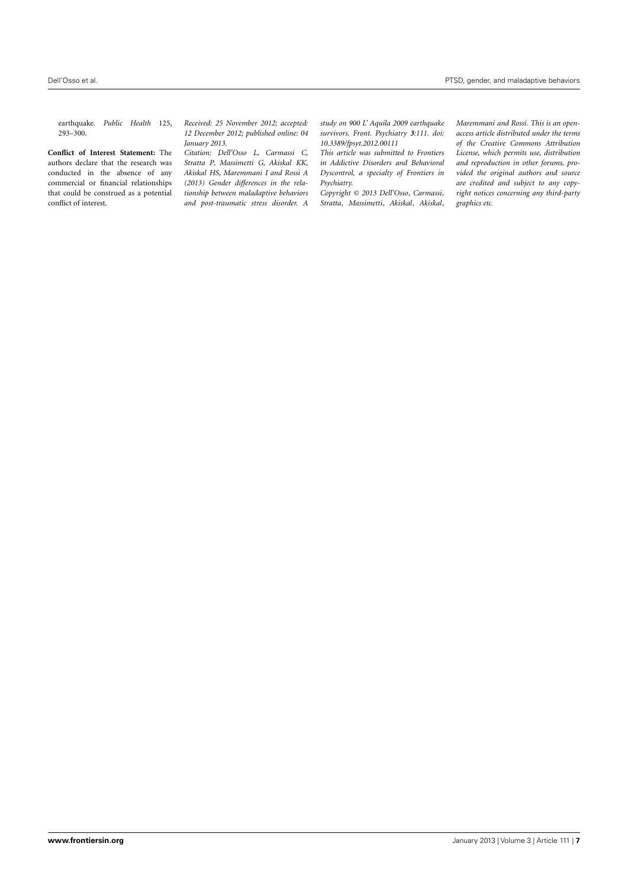earthquake. *Public Health* 125, 293–300.

**Conflict of Interest Statement:** The authors declare that the research was conducted in the absence of any commercial or financial relationships that could be construed as a potential conflict of interest.

*Received: 25 November 2012; accepted: 12 December 2012; published online: 04 January 2013.*

*Citation: Dell'Osso L, Carmassi C, Stratta P, Massimetti G, Akiskal KK, Akiskal HS, Maremmani I and Rossi A (2013) Gender differences in the relationship between maladaptive behaviors and post-traumatic stress disorder. A study on 900 L' Aquila 2009 earthquake survivors. Front. Psychiatry **3**:111. doi: 10.3389/fpsyt.2012.00111*

*This article was submitted to Frontiers in Addictive Disorders and Behavioral Dyscontrol, a specialty of Frontiers in Psychiatry.*

*Copyright © 2013 Dell'Osso, Carmassi, Stratta, Massimetti, Akiskal, Akiskal, Maremmani and Rossi. This is an open-access article distributed under the terms of the Creative Commons Attribution License, which permits use, distribution and reproduction in other forums, provided the original authors and source are credited and subject to any copyright notices concerning any third-party graphics etc.*